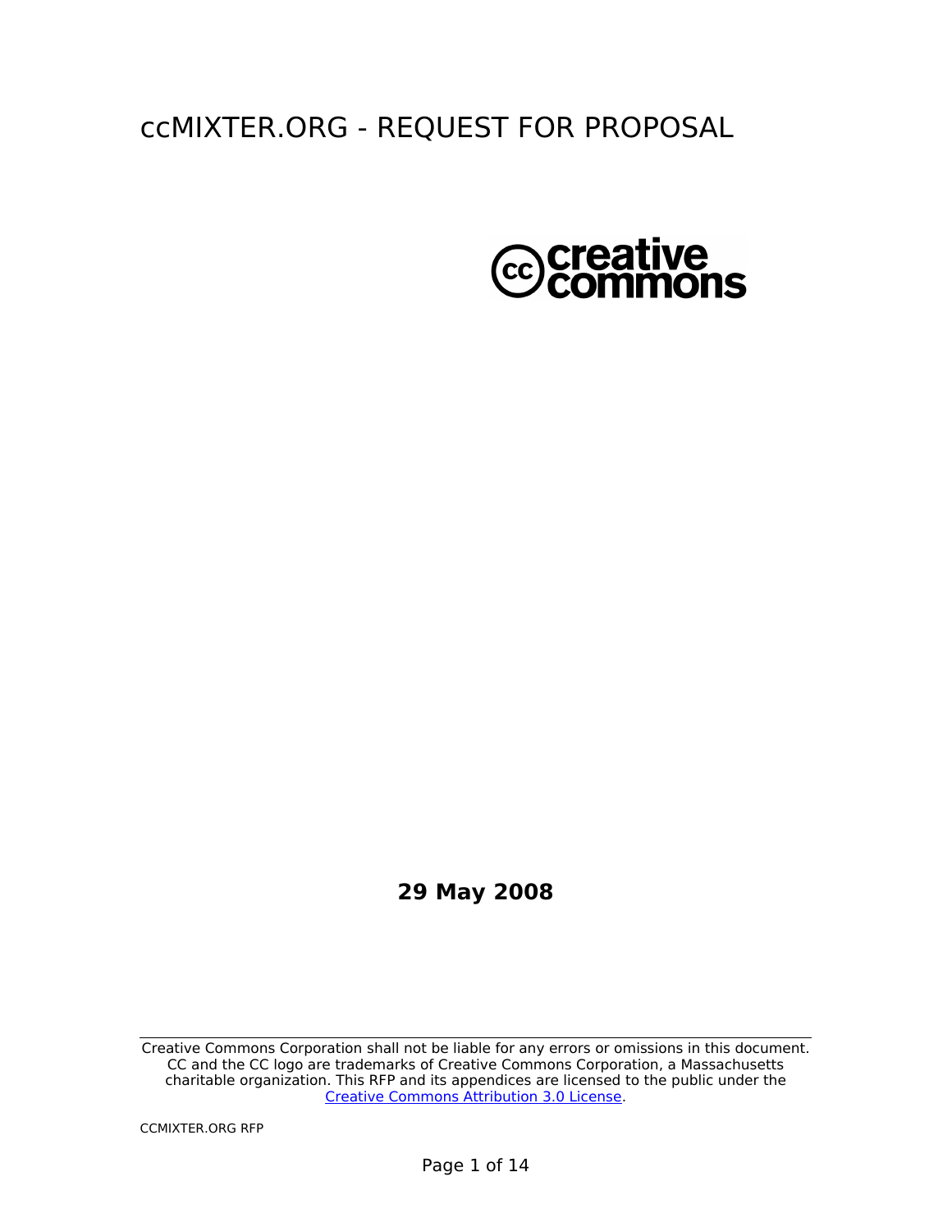# ccMIXTER.ORG - REQUEST FOR PROPOSAL

**29 May 2008**

Creative Commons Corporation shall not be liable for any errors or omissions in this document. CC and the CC logo are trademarks of Creative Commons Corporation, a Massachusetts charitable organization. This RFP and its appendices are licensed to the public under the Creative Commons Attribution 3.0 License.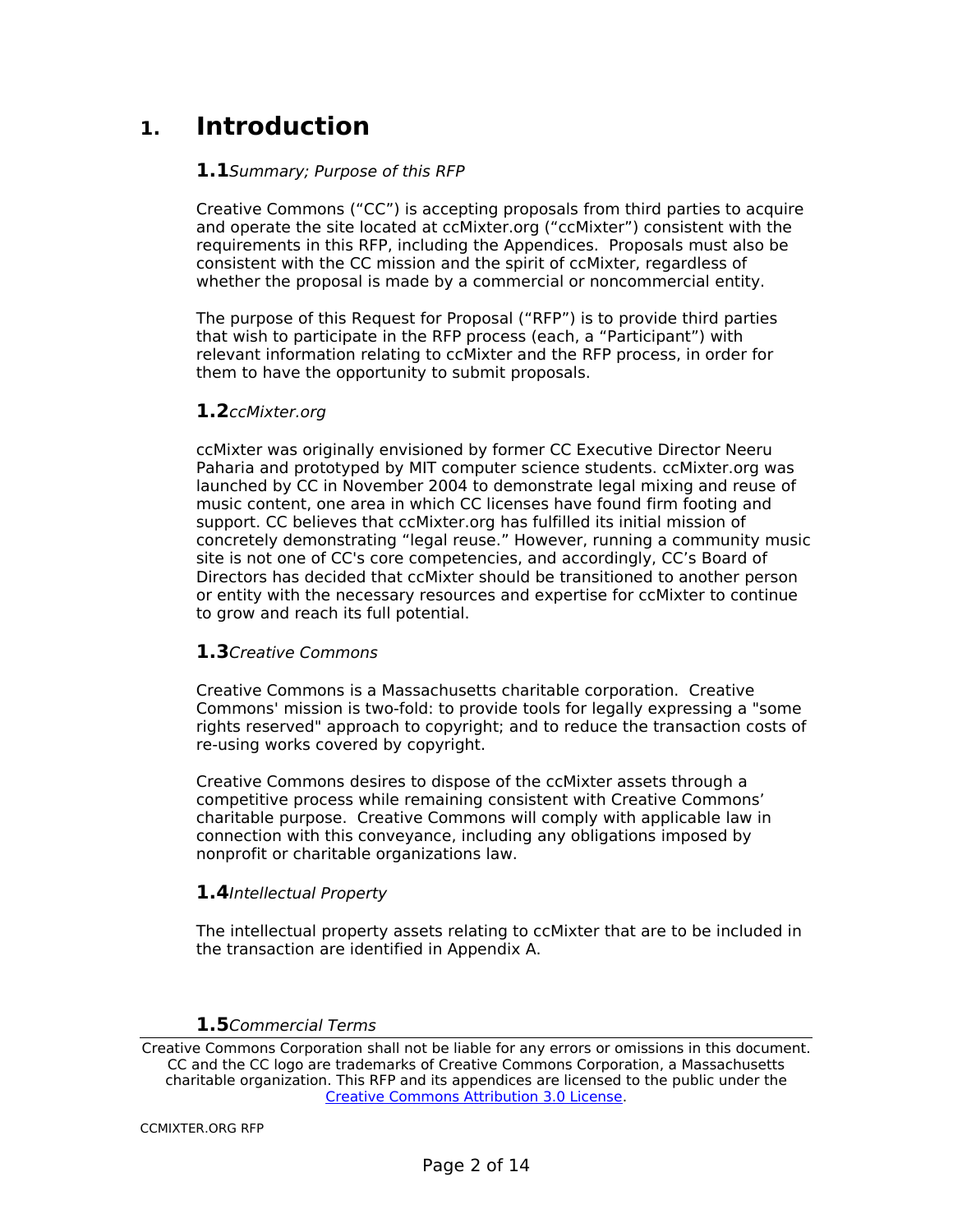# 1. Introduction

### 1.1 *Summary; Purpose of this RFP*

Creative Commons ("CC") is accepting proposals from third parties to acquire and operate the site located at ccMixter.org ("ccMixter") consistent with the requirements in this RFP, including the Appendices. Proposals must also be consistent with the CC mission and the spirit of ccMixter, regardless of whether the proposal is made by a commercial or noncommercial entity.

The purpose of this Request for Proposal ("RFP") is to provide third parties that wish to participate in the RFP process (each, a "Participant") with relevant information relating to ccMixter and the RFP process, in order for them to have the opportunity to submit proposals.

### 1.2 *ccMixter.org*

ccMixter was originally envisioned by former CC Executive Director Neeru Paharia and prototyped by MIT computer science students. ccMixter.org was launched by CC in November 2004 to demonstrate legal mixing and reuse of music content, one area in which CC licenses have found firm footing and support. CC believes that ccMixter.org has fulfilled its initial mission of concretely demonstrating "legal reuse." However, running a community music site is not one of CC's core competencies, and accordingly, CC's Board of Directors has decided that ccMixter should be transitioned to another person or entity with the necessary resources and expertise for ccMixter to continue to grow and reach its full potential.

### 1.3 *Creative Commons*

Creative Commons is a Massachusetts charitable corporation. Creative Commons' mission is two-fold: to provide tools for legally expressing a "some rights reserved" approach to copyright; and to reduce the transaction costs of re-using works covered by copyright.

Creative Commons desires to dispose of the ccMixter assets through a competitive process while remaining consistent with Creative Commons' charitable purpose. Creative Commons will comply with applicable law in connection with this conveyance, including any obligations imposed by nonprofit or charitable organizations law.

### 1.4 *Intellectual Property*

The intellectual property assets relating to ccMixter that are to be included in the transaction are identified in Appendix A.

### 1.5 *Commercial Terms*

Creative Commons Corporation shall not be liable for any errors or omissions in this document. CC and the CC logo are trademarks of Creative Commons Corporation, a Massachusetts charitable organization. This RFP and its appendices are licensed to the public under the Creative Commons Attribution 3.0 License.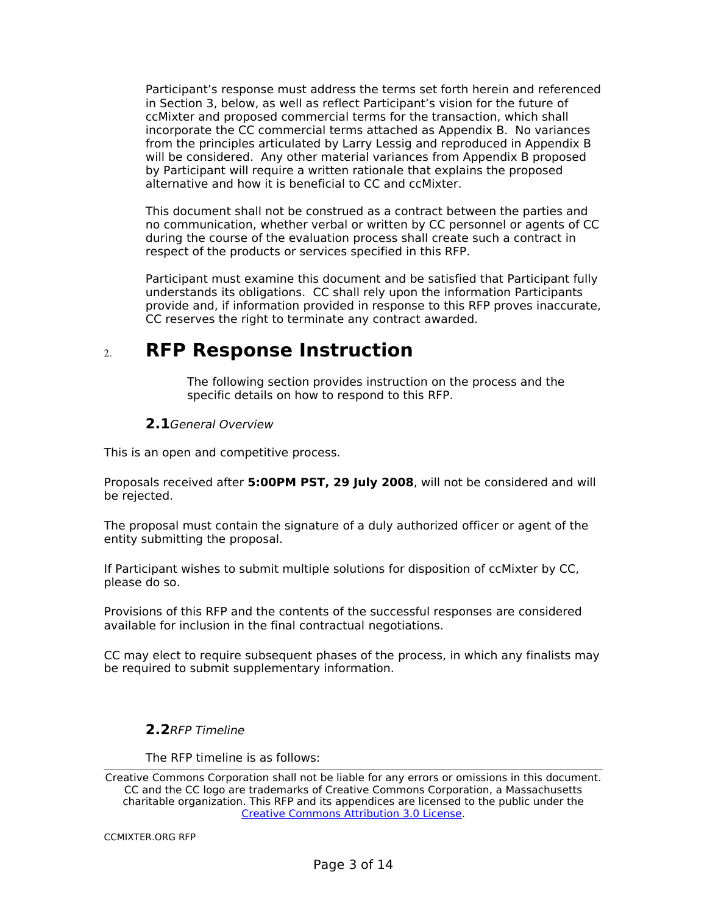Participant's response must address the terms set forth herein and referenced in Section 3, below, as well as reflect Participant's vision for the future of ccMixter and proposed commercial terms for the transaction, which shall incorporate the CC commercial terms attached as Appendix B. No variances from the principles articulated by Larry Lessig and reproduced in Appendix B will be considered. Any other material variances from Appendix B proposed by Participant will require a written rationale that explains the proposed alternative and how it is beneficial to CC and ccMixter.

This document shall not be construed as a contract between the parties and no communication, whether verbal or written by CC personnel or agents of CC during the course of the evaluation process shall create such a contract in respect of the products or services specified in this RFP.

Participant must examine this document and be satisfied that Participant fully understands its obligations. CC shall rely upon the information Participants provide and, if information provided in response to this RFP proves inaccurate, CC reserves the right to terminate any contract awarded.

# 2. RFP Response Instruction

The following section provides instruction on the process and the specific details on how to respond to this RFP.

## 2.1 *General Overview*

This is an open and competitive process.

Proposals received after **5:00PM PST, 29 July 2008**, will not be considered and will be rejected.

The proposal must contain the signature of a duly authorized officer or agent of the entity submitting the proposal.

If Participant wishes to submit multiple solutions for disposition of ccMixter by CC, please do so.

Provisions of this RFP and the contents of the successful responses are considered available for inclusion in the final contractual negotiations.

CC may elect to require subsequent phases of the process, in which any finalists may be required to submit supplementary information.

## 2.2 *RFP Timeline*

The RFP timeline is as follows:

Creative Commons Corporation shall not be liable for any errors or omissions in this document. CC and the CC logo are trademarks of Creative Commons Corporation, a Massachusetts charitable organization. This RFP and its appendices are licensed to the public under the [Creative Commons Attribution 3.0 License](http://creativecommons.org/licenses/by/3.0/).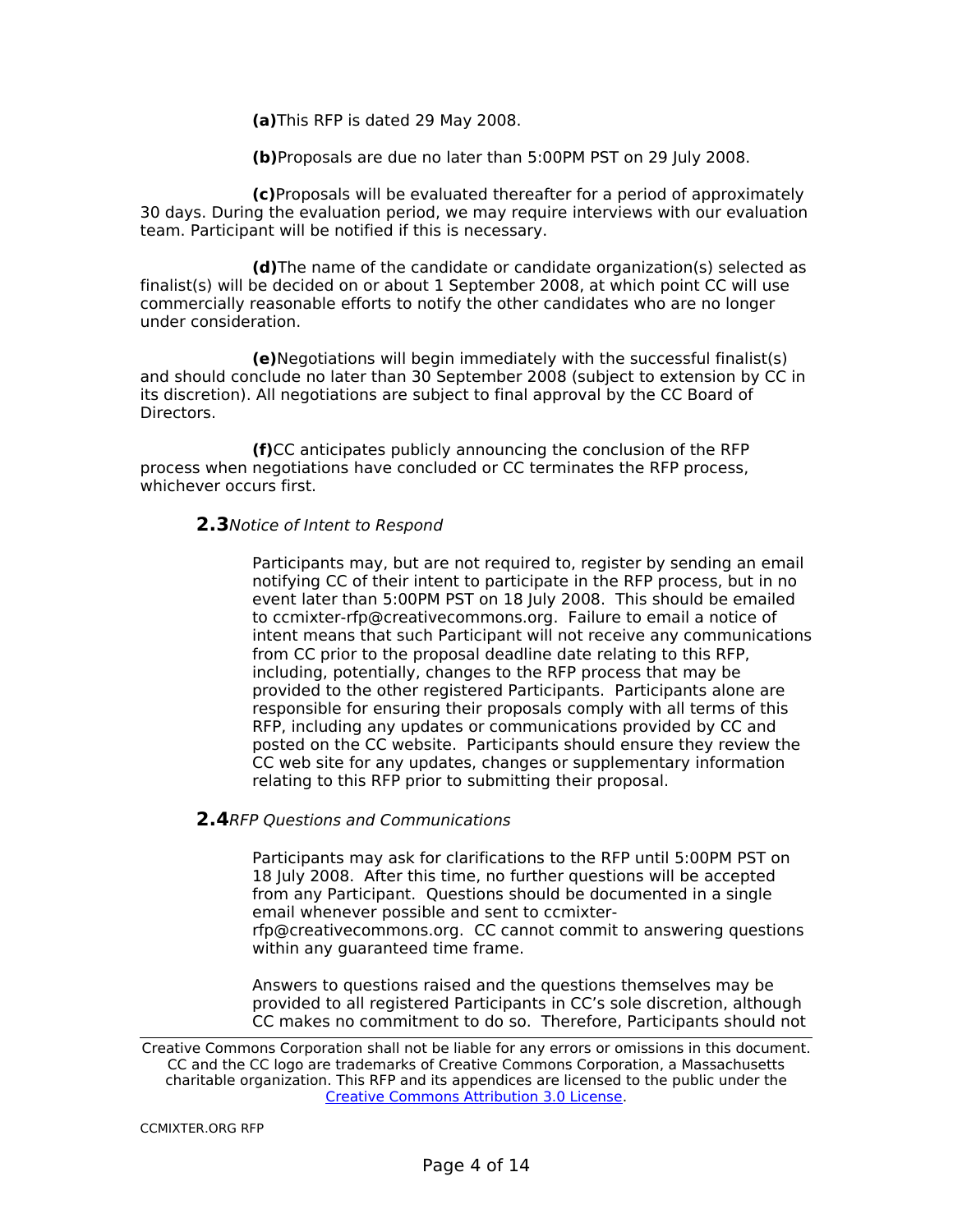**(a)** This RFP is dated 29 May 2008.

**(b)** Proposals are due no later than 5:00PM PST on 29 July 2008.

**(c)** Proposals will be evaluated thereafter for a period of approximately 30 days. During the evaluation period, we may require interviews with our evaluation team. Participant will be notified if this is necessary.

**(d)** The name of the candidate or candidate organization(s) selected as finalist(s) will be decided on or about 1 September 2008, at which point CC will use commercially reasonable efforts to notify the other candidates who are no longer under consideration.

**(e)** Negotiations will begin immediately with the successful finalist(s) and should conclude no later than 30 September 2008 (subject to extension by CC in its discretion). All negotiations are subject to final approval by the CC Board of Directors.

**(f)** CC anticipates publicly announcing the conclusion of the RFP process when negotiations have concluded or CC terminates the RFP process, whichever occurs first.

### 2.3 *Notice of Intent to Respond*

Participants may, but are not required to, register by sending an email notifying CC of their intent to participate in the RFP process, but in no event later than 5:00PM PST on 18 July 2008. This should be emailed to ccmixter-rfp@creativecommons.org. Failure to email a notice of intent means that such Participant will not receive any communications from CC prior to the proposal deadline date relating to this RFP, including, potentially, changes to the RFP process that may be provided to the other registered Participants. Participants alone are responsible for ensuring their proposals comply with all terms of this RFP, including any updates or communications provided by CC and posted on the CC website. Participants should ensure they review the CC web site for any updates, changes or supplementary information relating to this RFP prior to submitting their proposal.

### 2.4 *RFP Questions and Communications*

Participants may ask for clarifications to the RFP until 5:00PM PST on 18 July 2008. After this time, no further questions will be accepted from any Participant. Questions should be documented in a single email whenever possible and sent to ccmixter-rfp@creativecommons.org. CC cannot commit to answering questions within any guaranteed time frame.

Answers to questions raised and the questions themselves may be provided to all registered Participants in CC's sole discretion, although CC makes no commitment to do so. Therefore, Participants should not

Creative Commons Corporation shall not be liable for any errors or omissions in this document. CC and the CC logo are trademarks of Creative Commons Corporation, a Massachusetts charitable organization. This RFP and its appendices are licensed to the public under the [Creative Commons Attribution 3.0 License](https://creativecommons.org/licenses/by/3.0/).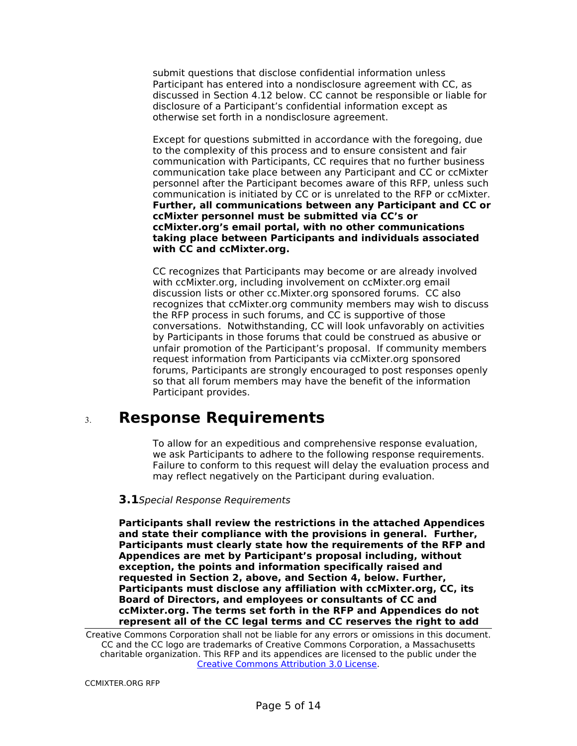submit questions that disclose confidential information unless Participant has entered into a nondisclosure agreement with CC, as discussed in Section 4.12 below. CC cannot be responsible or liable for disclosure of a Participant's confidential information except as otherwise set forth in a nondisclosure agreement.

Except for questions submitted in accordance with the foregoing, due to the complexity of this process and to ensure consistent and fair communication with Participants, CC requires that no further business communication take place between any Participant and CC or ccMixter personnel after the Participant becomes aware of this RFP, unless such communication is initiated by CC or is unrelated to the RFP or ccMixter. **Further, all communications between any Participant and CC or ccMixter personnel must be submitted via CC's or ccMixter.org's email portal, with no other communications taking place between Participants and individuals associated with CC and ccMixter.org.**

CC recognizes that Participants may become or are already involved with ccMixter.org, including involvement on ccMixter.org email discussion lists or other cc.Mixter.org sponsored forums. CC also recognizes that ccMixter.org community members may wish to discuss the RFP process in such forums, and CC is supportive of those conversations. Notwithstanding, CC will look unfavorably on activities by Participants in those forums that could be construed as abusive or unfair promotion of the Participant's proposal. If community members request information from Participants via ccMixter.org sponsored forums, Participants are strongly encouraged to post responses openly so that all forum members may have the benefit of the information Participant provides.

# 3. Response Requirements

To allow for an expeditious and comprehensive response evaluation, we ask Participants to adhere to the following response requirements. Failure to conform to this request will delay the evaluation process and may reflect negatively on the Participant during evaluation.

## 3.1 *Special Response Requirements*

**Participants shall review the restrictions in the attached Appendices and state their compliance with the provisions in general. Further, Participants must clearly state how the requirements of the RFP and Appendices are met by Participant's proposal including, without exception, the points and information specifically raised and requested in Section 2, above, and Section 4, below. Further, Participants must disclose any affiliation with ccMixter.org, CC, its Board of Directors, and employees or consultants of CC and ccMixter.org. The terms set forth in the RFP and Appendices do not represent all of the CC legal terms and CC reserves the right to add**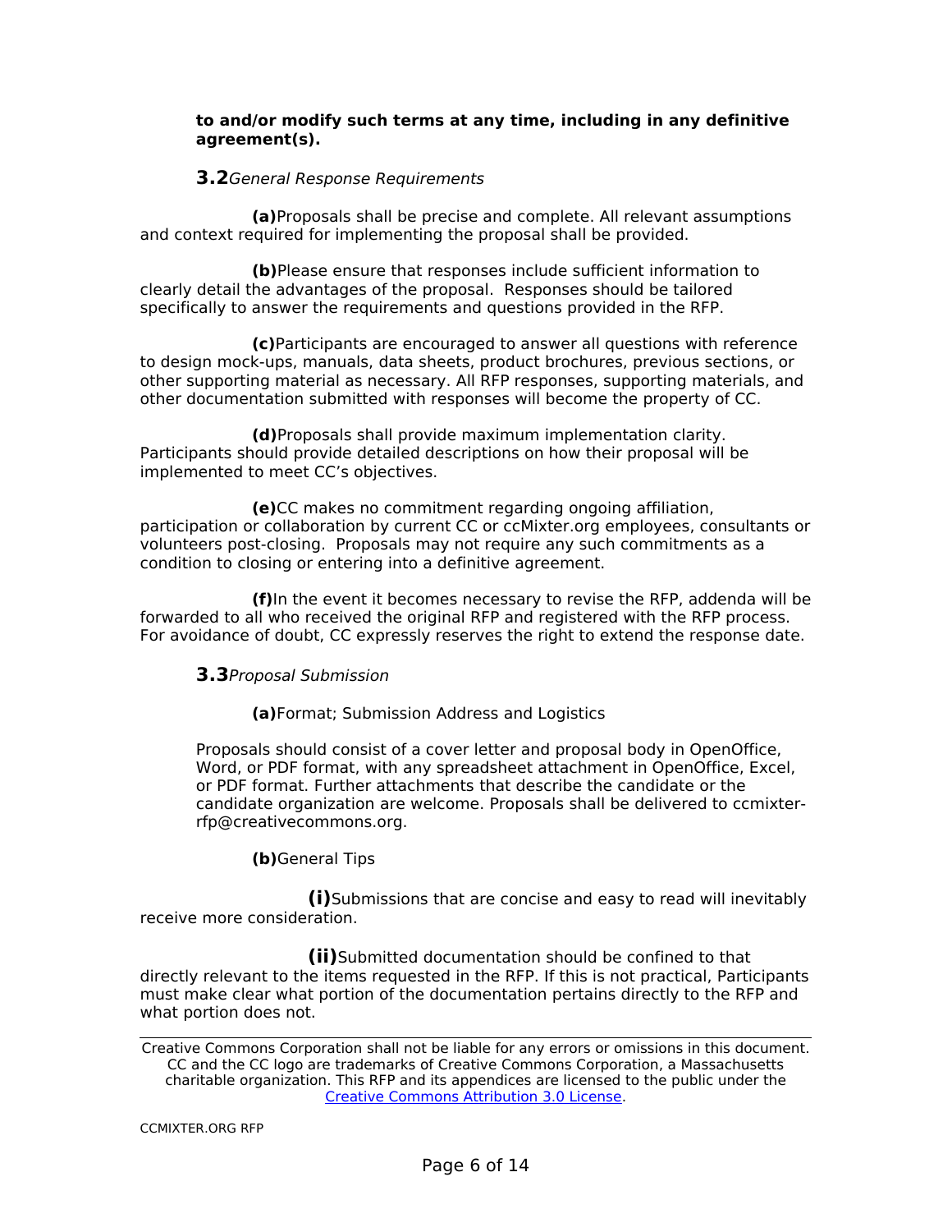**to and/or modify such terms at any time, including in any definitive agreement(s).**

### **3.2** *General Response Requirements*

**(a)** Proposals shall be precise and complete. All relevant assumptions and context required for implementing the proposal shall be provided.

**(b)** Please ensure that responses include sufficient information to clearly detail the advantages of the proposal. Responses should be tailored specifically to answer the requirements and questions provided in the RFP.

**(c)** Participants are encouraged to answer all questions with reference to design mock-ups, manuals, data sheets, product brochures, previous sections, or other supporting material as necessary. All RFP responses, supporting materials, and other documentation submitted with responses will become the property of CC.

**(d)** Proposals shall provide maximum implementation clarity. Participants should provide detailed descriptions on how their proposal will be implemented to meet CC's objectives.

**(e)** CC makes no commitment regarding ongoing affiliation, participation or collaboration by current CC or ccMixter.org employees, consultants or volunteers post-closing. Proposals may not require any such commitments as a condition to closing or entering into a definitive agreement.

**(f)** In the event it becomes necessary to revise the RFP, addenda will be forwarded to all who received the original RFP and registered with the RFP process. For avoidance of doubt, CC expressly reserves the right to extend the response date.

### **3.3** *Proposal Submission*

**(a)** Format; Submission Address and Logistics

Proposals should consist of a cover letter and proposal body in OpenOffice, Word, or PDF format, with any spreadsheet attachment in OpenOffice, Excel, or PDF format. Further attachments that describe the candidate or the candidate organization are welcome. Proposals shall be delivered to ccmixter-rfp@creativecommons.org.

**(b)** General Tips

**(i)** Submissions that are concise and easy to read will inevitably receive more consideration.

**(ii)** Submitted documentation should be confined to that directly relevant to the items requested in the RFP. If this is not practical, Participants must make clear what portion of the documentation pertains directly to the RFP and what portion does not.

Creative Commons Corporation shall not be liable for any errors or omissions in this document. CC and the CC logo are trademarks of Creative Commons Corporation, a Massachusetts charitable organization. This RFP and its appendices are licensed to the public under the Creative Commons Attribution 3.0 License.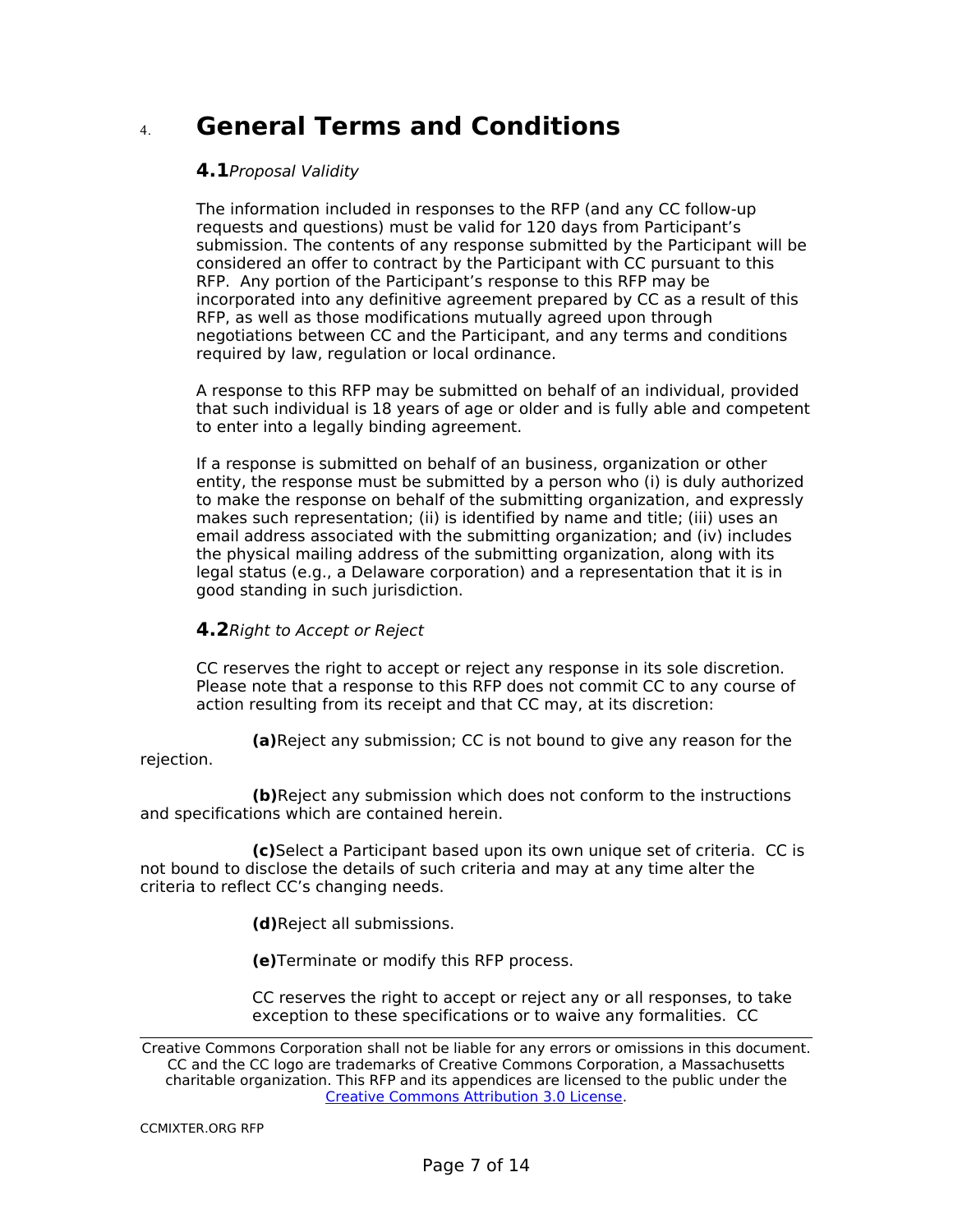# 4. General Terms and Conditions

## 4.1 *Proposal Validity*

The information included in responses to the RFP (and any CC follow-up requests and questions) must be valid for 120 days from Participant's submission. The contents of any response submitted by the Participant will be considered an offer to contract by the Participant with CC pursuant to this RFP. Any portion of the Participant's response to this RFP may be incorporated into any definitive agreement prepared by CC as a result of this RFP, as well as those modifications mutually agreed upon through negotiations between CC and the Participant, and any terms and conditions required by law, regulation or local ordinance.

A response to this RFP may be submitted on behalf of an individual, provided that such individual is 18 years of age or older and is fully able and competent to enter into a legally binding agreement.

If a response is submitted on behalf of an business, organization or other entity, the response must be submitted by a person who (i) is duly authorized to make the response on behalf of the submitting organization, and expressly makes such representation; (ii) is identified by name and title; (iii) uses an email address associated with the submitting organization; and (iv) includes the physical mailing address of the submitting organization, along with its legal status (e.g., a Delaware corporation) and a representation that it is in good standing in such jurisdiction.

## 4.2 *Right to Accept or Reject*

CC reserves the right to accept or reject any response in its sole discretion. Please note that a response to this RFP does not commit CC to any course of action resulting from its receipt and that CC may, at its discretion:

**(a)** Reject any submission; CC is not bound to give any reason for the rejection.

**(b)** Reject any submission which does not conform to the instructions and specifications which are contained herein.

**(c)** Select a Participant based upon its own unique set of criteria. CC is not bound to disclose the details of such criteria and may at any time alter the criteria to reflect CC's changing needs.

**(d)** Reject all submissions.

**(e)** Terminate or modify this RFP process.

CC reserves the right to accept or reject any or all responses, to take exception to these specifications or to waive any formalities. CC

Creative Commons Corporation shall not be liable for any errors or omissions in this document. CC and the CC logo are trademarks of Creative Commons Corporation, a Massachusetts charitable organization. This RFP and its appendices are licensed to the public under the Creative Commons Attribution 3.0 License.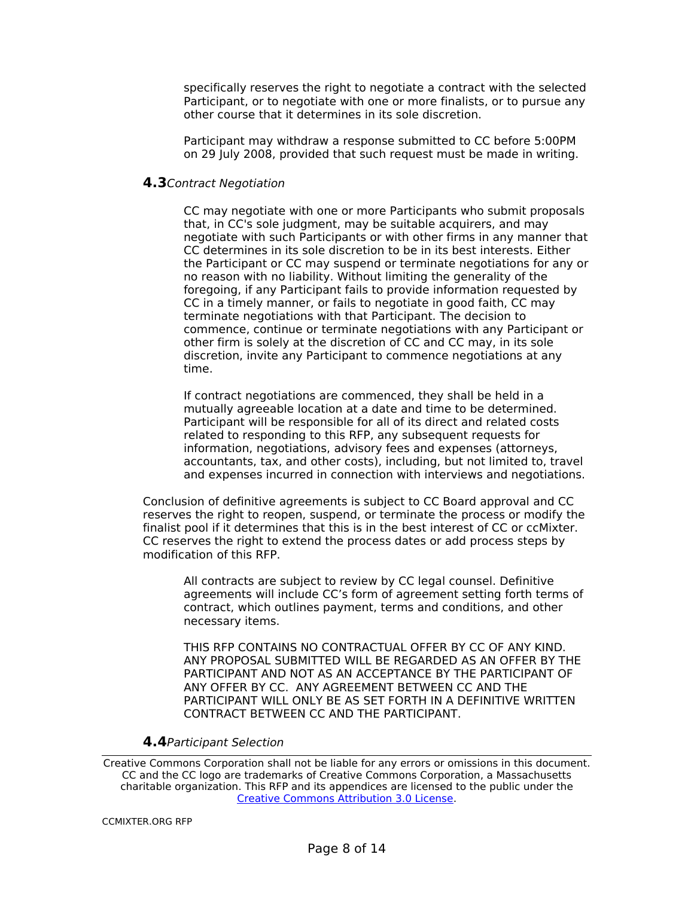specifically reserves the right to negotiate a contract with the selected Participant, or to negotiate with one or more finalists, or to pursue any other course that it determines in its sole discretion.

Participant may withdraw a response submitted to CC before 5:00PM on 29 July 2008, provided that such request must be made in writing.

### 4.3 *Contract Negotiation*

CC may negotiate with one or more Participants who submit proposals that, in CC's sole judgment, may be suitable acquirers, and may negotiate with such Participants or with other firms in any manner that CC determines in its sole discretion to be in its best interests. Either the Participant or CC may suspend or terminate negotiations for any or no reason with no liability. Without limiting the generality of the foregoing, if any Participant fails to provide information requested by CC in a timely manner, or fails to negotiate in good faith, CC may terminate negotiations with that Participant. The decision to commence, continue or terminate negotiations with any Participant or other firm is solely at the discretion of CC and CC may, in its sole discretion, invite any Participant to commence negotiations at any time.

If contract negotiations are commenced, they shall be held in a mutually agreeable location at a date and time to be determined. Participant will be responsible for all of its direct and related costs related to responding to this RFP, any subsequent requests for information, negotiations, advisory fees and expenses (attorneys, accountants, tax, and other costs), including, but not limited to, travel and expenses incurred in connection with interviews and negotiations.

Conclusion of definitive agreements is subject to CC Board approval and CC reserves the right to reopen, suspend, or terminate the process or modify the finalist pool if it determines that this is in the best interest of CC or ccMixter. CC reserves the right to extend the process dates or add process steps by modification of this RFP.

All contracts are subject to review by CC legal counsel. Definitive agreements will include CC's form of agreement setting forth terms of contract, which outlines payment, terms and conditions, and other necessary items.

THIS RFP CONTAINS NO CONTRACTUAL OFFER BY CC OF ANY KIND. ANY PROPOSAL SUBMITTED WILL BE REGARDED AS AN OFFER BY THE PARTICIPANT AND NOT AS AN ACCEPTANCE BY THE PARTICIPANT OF ANY OFFER BY CC. ANY AGREEMENT BETWEEN CC AND THE PARTICIPANT WILL ONLY BE AS SET FORTH IN A DEFINITIVE WRITTEN CONTRACT BETWEEN CC AND THE PARTICIPANT.

### 4.4 *Participant Selection*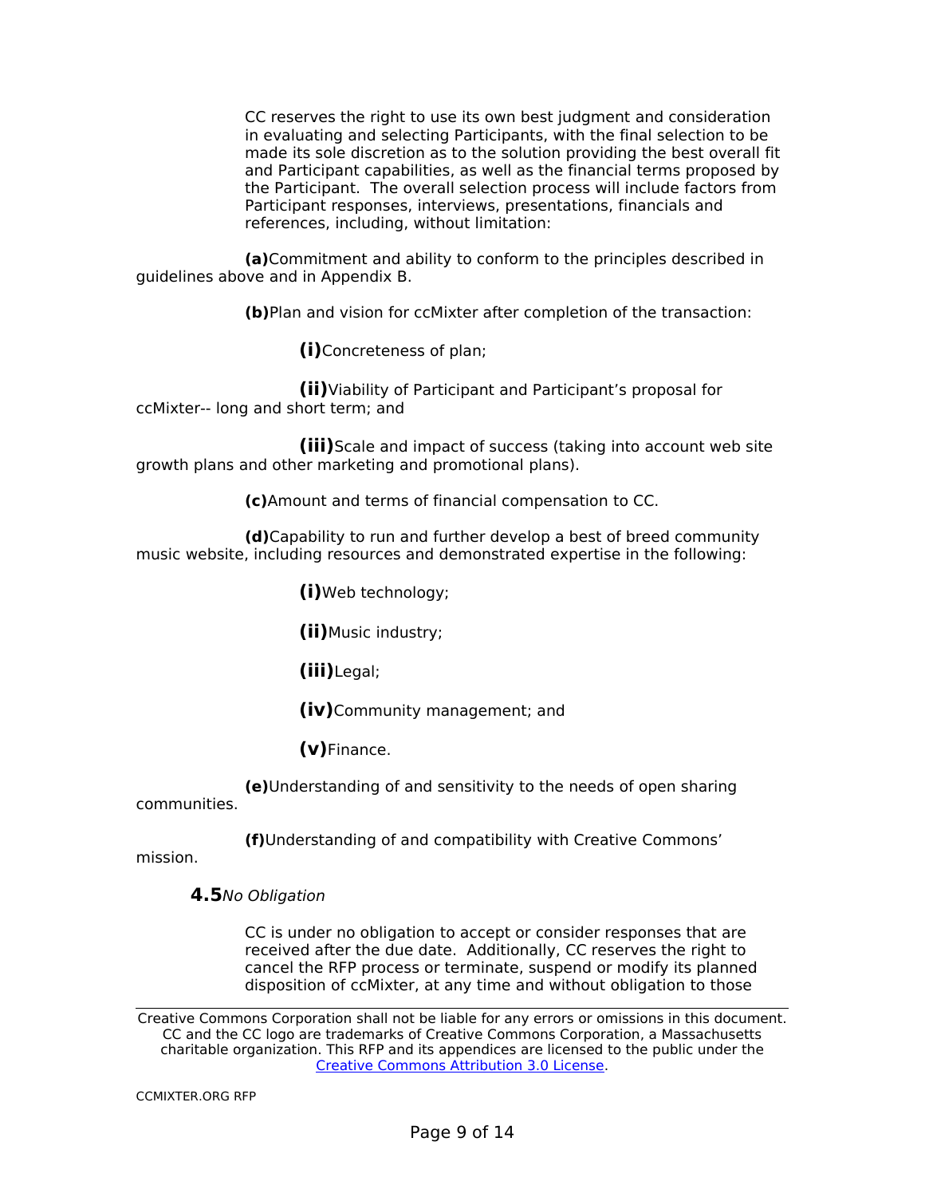CC reserves the right to use its own best judgment and consideration in evaluating and selecting Participants, with the final selection to be made its sole discretion as to the solution providing the best overall fit and Participant capabilities, as well as the financial terms proposed by the Participant. The overall selection process will include factors from Participant responses, interviews, presentations, financials and references, including, without limitation:

**(a)** Commitment and ability to conform to the principles described in guidelines above and in Appendix B.

**(b)** Plan and vision for ccMixter after completion of the transaction:

**(i)** Concreteness of plan;

**(ii)** Viability of Participant and Participant's proposal for ccMixter-- long and short term; and

**(iii)** Scale and impact of success (taking into account web site growth plans and other marketing and promotional plans).

**(c)** Amount and terms of financial compensation to CC.

**(d)** Capability to run and further develop a best of breed community music website, including resources and demonstrated expertise in the following:

**(i)** Web technology;

**(ii)** Music industry;

**(iii)** Legal;

**(iv)** Community management; and

**(v)** Finance.

**(e)** Understanding of and sensitivity to the needs of open sharing communities.

**(f)** Understanding of and compatibility with Creative Commons' mission.

### 4.5 *No Obligation*

CC is under no obligation to accept or consider responses that are received after the due date. Additionally, CC reserves the right to cancel the RFP process or terminate, suspend or modify its planned disposition of ccMixter, at any time and without obligation to those

---

Creative Commons Corporation shall not be liable for any errors or omissions in this document. CC and the CC logo are trademarks of Creative Commons Corporation, a Massachusetts charitable organization. This RFP and its appendices are licensed to the public under the [Creative Commons Attribution 3.0 License](Creative Commons Attribution 3.0 License).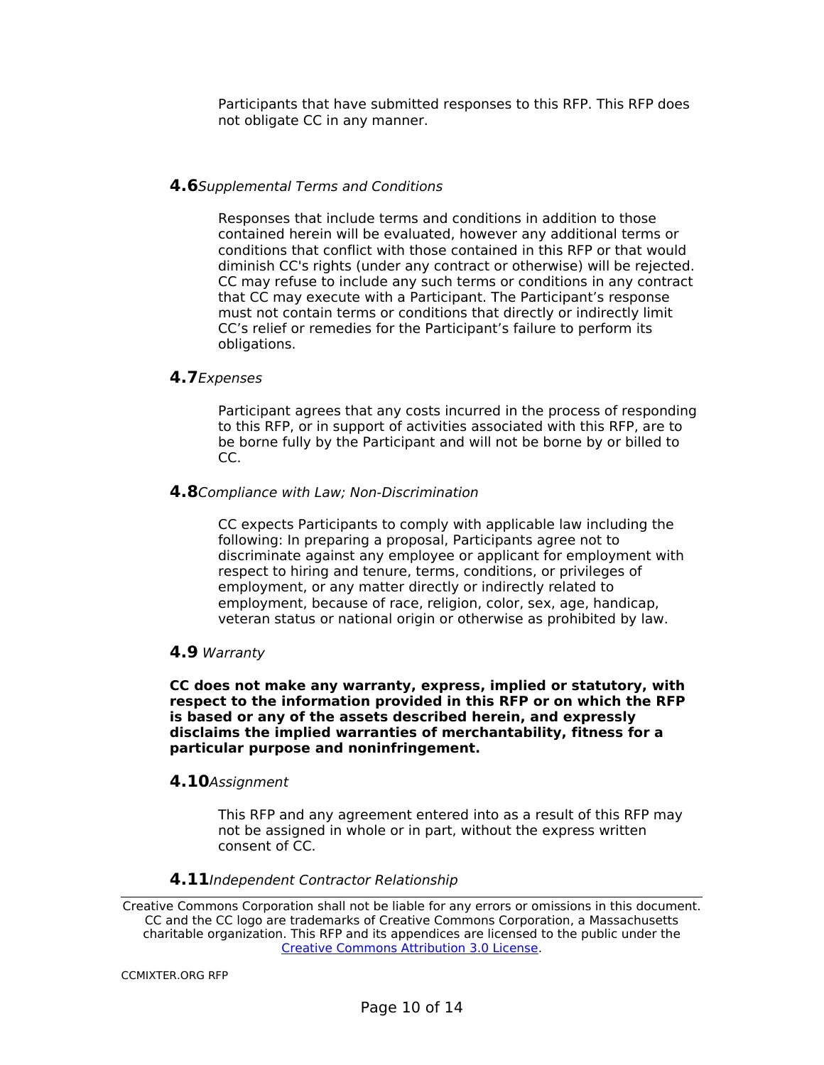Participants that have submitted responses to this RFP. This RFP does not obligate CC in any manner.

### 4.6 *Supplemental Terms and Conditions*

Responses that include terms and conditions in addition to those contained herein will be evaluated, however any additional terms or conditions that conflict with those contained in this RFP or that would diminish CC's rights (under any contract or otherwise) will be rejected. CC may refuse to include any such terms or conditions in any contract that CC may execute with a Participant. The Participant's response must not contain terms or conditions that directly or indirectly limit CC's relief or remedies for the Participant's failure to perform its obligations.

### 4.7 *Expenses*

Participant agrees that any costs incurred in the process of responding to this RFP, or in support of activities associated with this RFP, are to be borne fully by the Participant and will not be borne by or billed to CC.

### 4.8 *Compliance with Law; Non-Discrimination*

CC expects Participants to comply with applicable law including the following: In preparing a proposal, Participants agree not to discriminate against any employee or applicant for employment with respect to hiring and tenure, terms, conditions, or privileges of employment, or any matter directly or indirectly related to employment, because of race, religion, color, sex, age, handicap, veteran status or national origin or otherwise as prohibited by law.

### 4.9 *Warranty*

**CC does not make any warranty, express, implied or statutory, with respect to the information provided in this RFP or on which the RFP is based or any of the assets described herein, and expressly disclaims the implied warranties of merchantability, fitness for a particular purpose and noninfringement.**

### 4.10 *Assignment*

This RFP and any agreement entered into as a result of this RFP may not be assigned in whole or in part, without the express written consent of CC.

### 4.11 *Independent Contractor Relationship*

Creative Commons Corporation shall not be liable for any errors or omissions in this document. CC and the CC logo are trademarks of Creative Commons Corporation, a Massachusetts charitable organization. This RFP and its appendices are licensed to the public under the Creative Commons Attribution 3.0 License.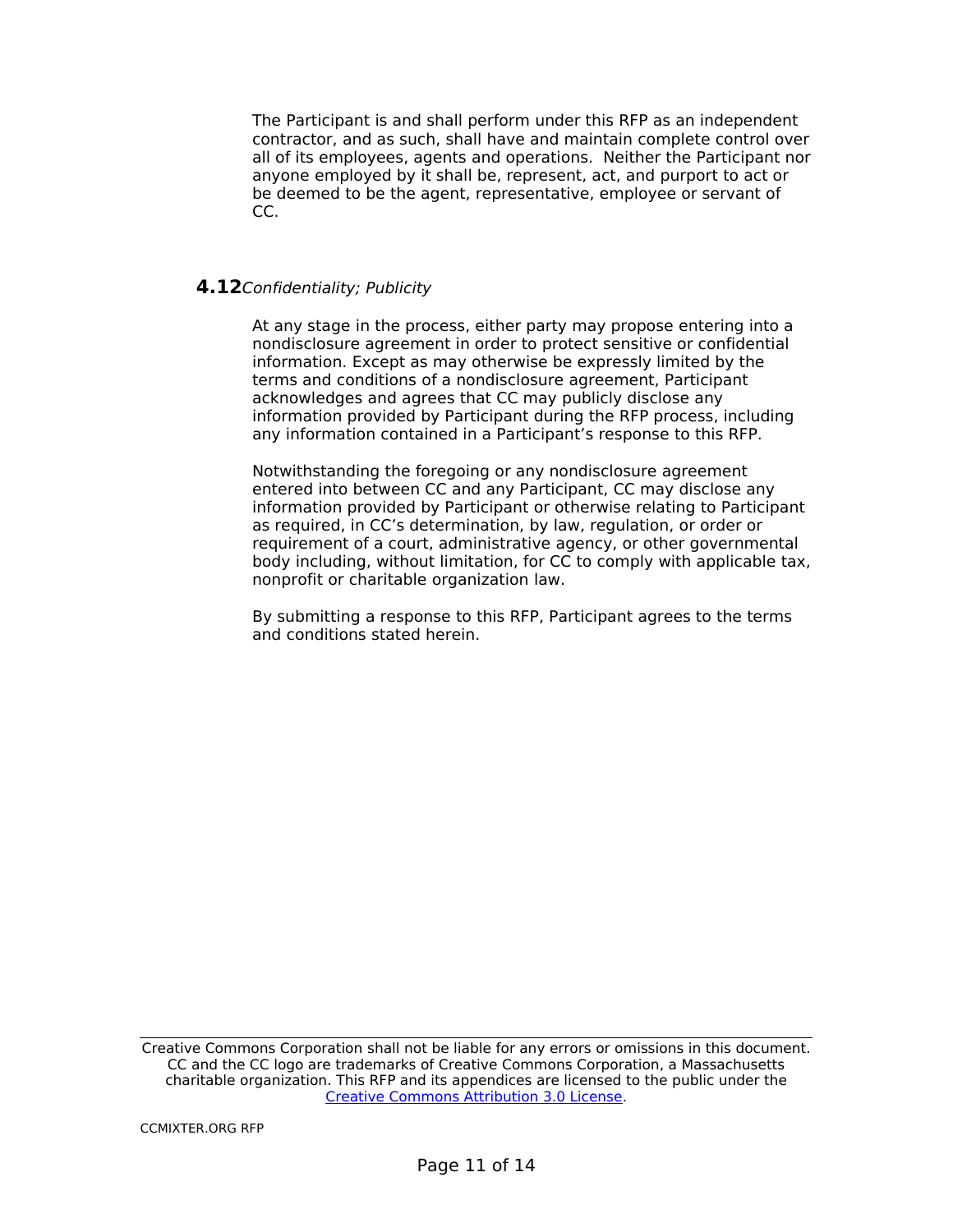The Participant is and shall perform under this RFP as an independent contractor, and as such, shall have and maintain complete control over all of its employees, agents and operations. Neither the Participant nor anyone employed by it shall be, represent, act, and purport to act or be deemed to be the agent, representative, employee or servant of CC.

### **4.12** *Confidentiality; Publicity*

At any stage in the process, either party may propose entering into a nondisclosure agreement in order to protect sensitive or confidential information. Except as may otherwise be expressly limited by the terms and conditions of a nondisclosure agreement, Participant acknowledges and agrees that CC may publicly disclose any information provided by Participant during the RFP process, including any information contained in a Participant's response to this RFP.

Notwithstanding the foregoing or any nondisclosure agreement entered into between CC and any Participant, CC may disclose any information provided by Participant or otherwise relating to Participant as required, in CC's determination, by law, regulation, or order or requirement of a court, administrative agency, or other governmental body including, without limitation, for CC to comply with applicable tax, nonprofit or charitable organization law.

By submitting a response to this RFP, Participant agrees to the terms and conditions stated herein.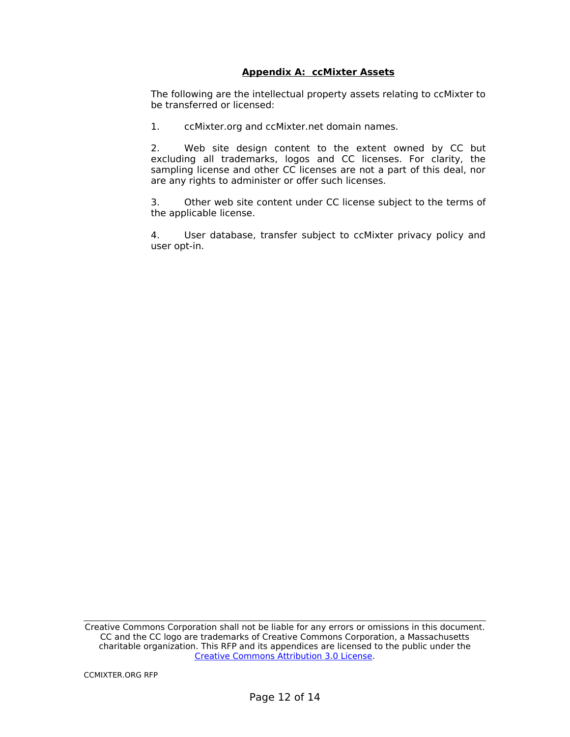## Appendix A: ccMixter Assets

The following are the intellectual property assets relating to ccMixter to be transferred or licensed:

1. ccMixter.org and ccMixter.net domain names.

2. Web site design content to the extent owned by CC but excluding all trademarks, logos and CC licenses. For clarity, the sampling license and other CC licenses are not a part of this deal, nor are any rights to administer or offer such licenses.

3. Other web site content under CC license subject to the terms of the applicable license.

4. User database, transfer subject to ccMixter privacy policy and user opt-in.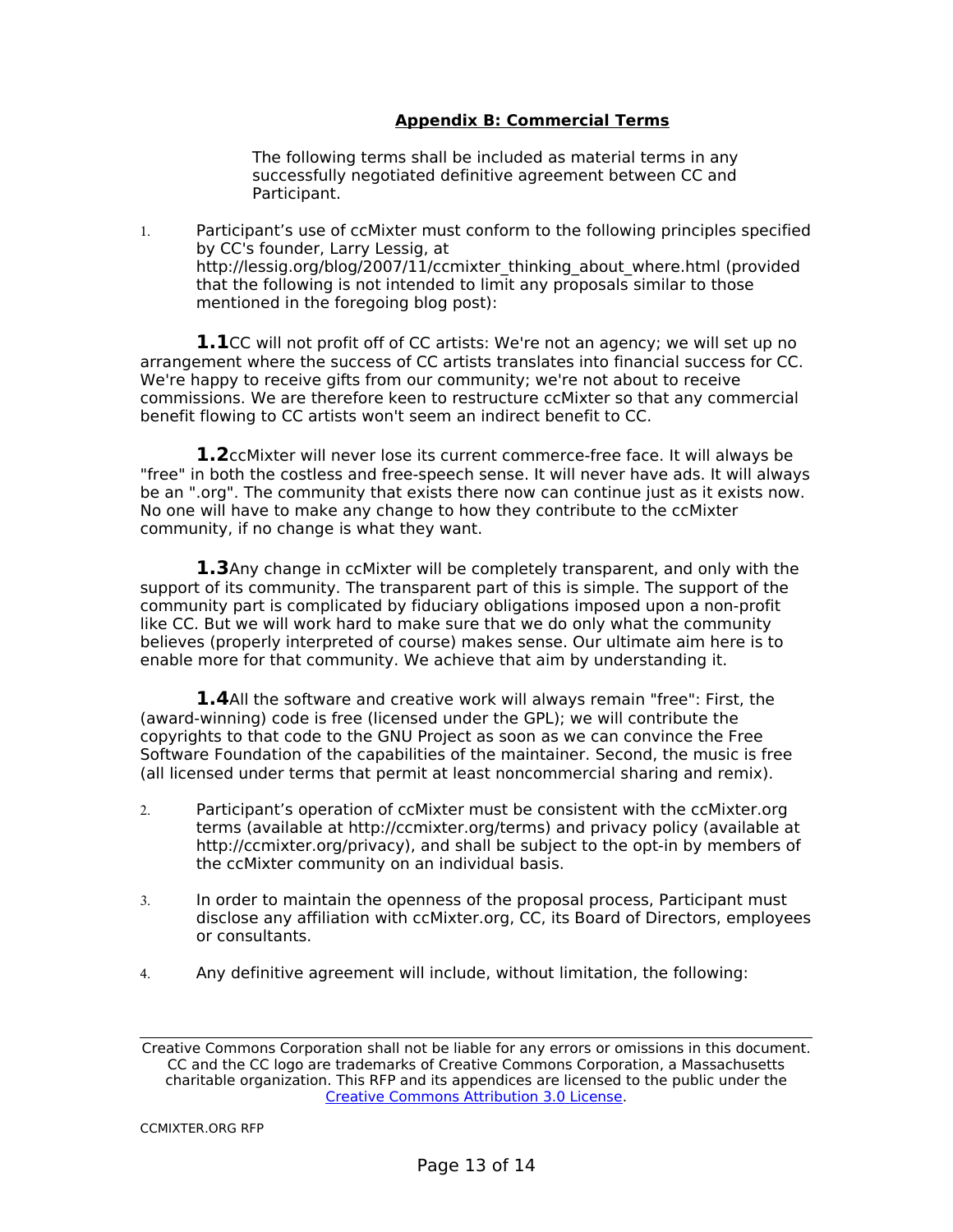## Appendix B: Commercial Terms

The following terms shall be included as material terms in any successfully negotiated definitive agreement between CC and Participant.

1. Participant's use of ccMixter must conform to the following principles specified by CC's founder, Larry Lessig, at http://lessig.org/blog/2007/11/ccmixter_thinking_about_where.html (provided that the following is not intended to limit any proposals similar to those mentioned in the foregoing blog post):

**1.1** CC will not profit off of CC artists: We're not an agency; we will set up no arrangement where the success of CC artists translates into financial success for CC. We're happy to receive gifts from our community; we're not about to receive commissions. We are therefore keen to restructure ccMixter so that any commercial benefit flowing to CC artists won't seem an indirect benefit to CC.

**1.2** ccMixter will never lose its current commerce-free face. It will always be "free" in both the costless and free-speech sense. It will never have ads. It will always be an ".org". The community that exists there now can continue just as it exists now. No one will have to make any change to how they contribute to the ccMixter community, if no change is what they want.

**1.3** Any change in ccMixter will be completely transparent, and only with the support of its community. The transparent part of this is simple. The support of the community part is complicated by fiduciary obligations imposed upon a non-profit like CC. But we will work hard to make sure that we do only what the community believes (properly interpreted of course) makes sense. Our ultimate aim here is to enable more for that community. We achieve that aim by understanding it.

**1.4** All the software and creative work will always remain "free": First, the (award-winning) code is free (licensed under the GPL); we will contribute the copyrights to that code to the GNU Project as soon as we can convince the Free Software Foundation of the capabilities of the maintainer. Second, the music is free (all licensed under terms that permit at least noncommercial sharing and remix).

2. Participant's operation of ccMixter must be consistent with the ccMixter.org terms (available at http://ccmixter.org/terms) and privacy policy (available at http://ccmixter.org/privacy), and shall be subject to the opt-in by members of the ccMixter community on an individual basis.

3. In order to maintain the openness of the proposal process, Participant must disclose any affiliation with ccMixter.org, CC, its Board of Directors, employees or consultants.

4. Any definitive agreement will include, without limitation, the following:

Creative Commons Corporation shall not be liable for any errors or omissions in this document. CC and the CC logo are trademarks of Creative Commons Corporation, a Massachusetts charitable organization. This RFP and its appendices are licensed to the public under the Creative Commons Attribution 3.0 License.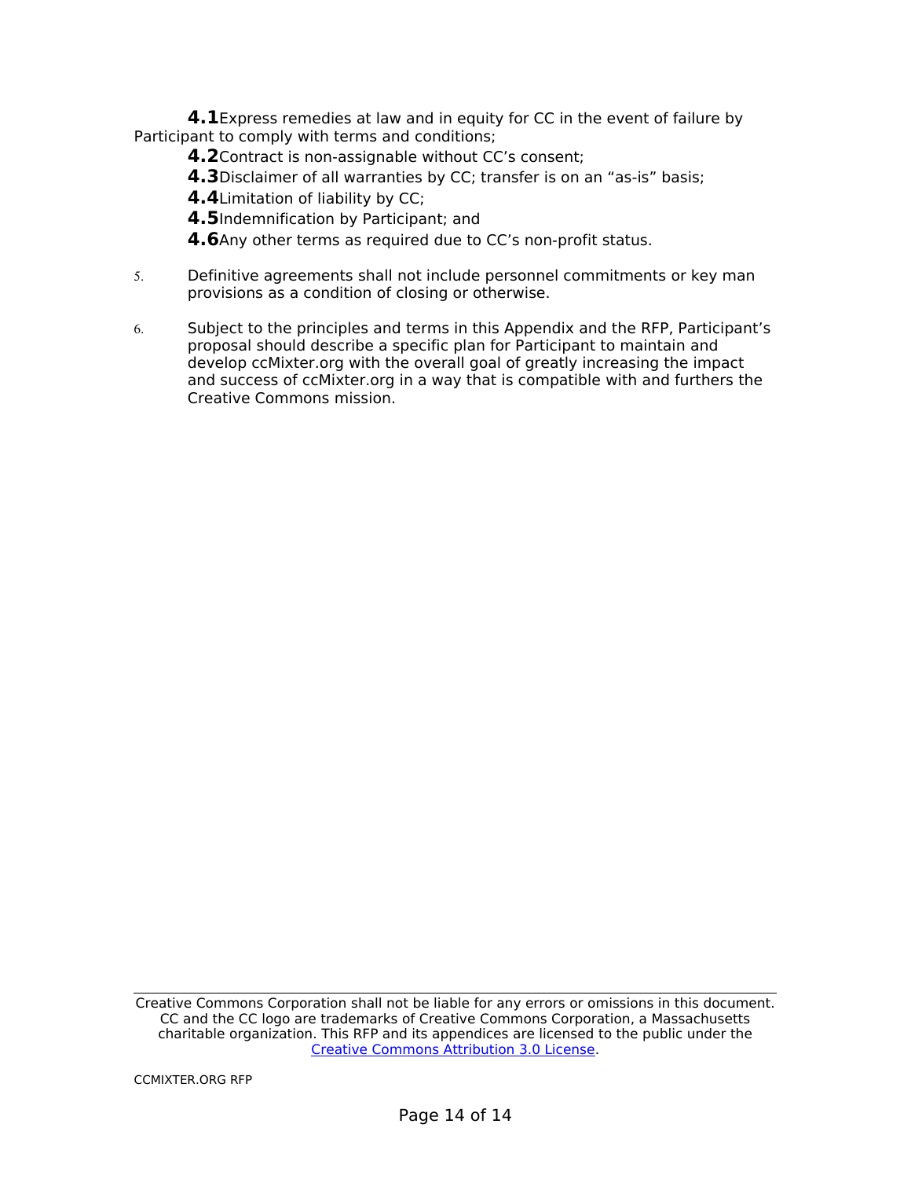**4.1** Express remedies at law and in equity for CC in the event of failure by Participant to comply with terms and conditions;

**4.2** Contract is non-assignable without CC's consent;

**4.3** Disclaimer of all warranties by CC; transfer is on an "as-is" basis;

**4.4** Limitation of liability by CC;

**4.5** Indemnification by Participant; and

**4.6** Any other terms as required due to CC's non-profit status.

5. Definitive agreements shall not include personnel commitments or key man provisions as a condition of closing or otherwise.

6. Subject to the principles and terms in this Appendix and the RFP, Participant's proposal should describe a specific plan for Participant to maintain and develop ccMixter.org with the overall goal of greatly increasing the impact and success of ccMixter.org in a way that is compatible with and furthers the Creative Commons mission.

Creative Commons Corporation shall not be liable for any errors or omissions in this document. CC and the CC logo are trademarks of Creative Commons Corporation, a Massachusetts charitable organization. This RFP and its appendices are licensed to the public under the Creative Commons Attribution 3.0 License.